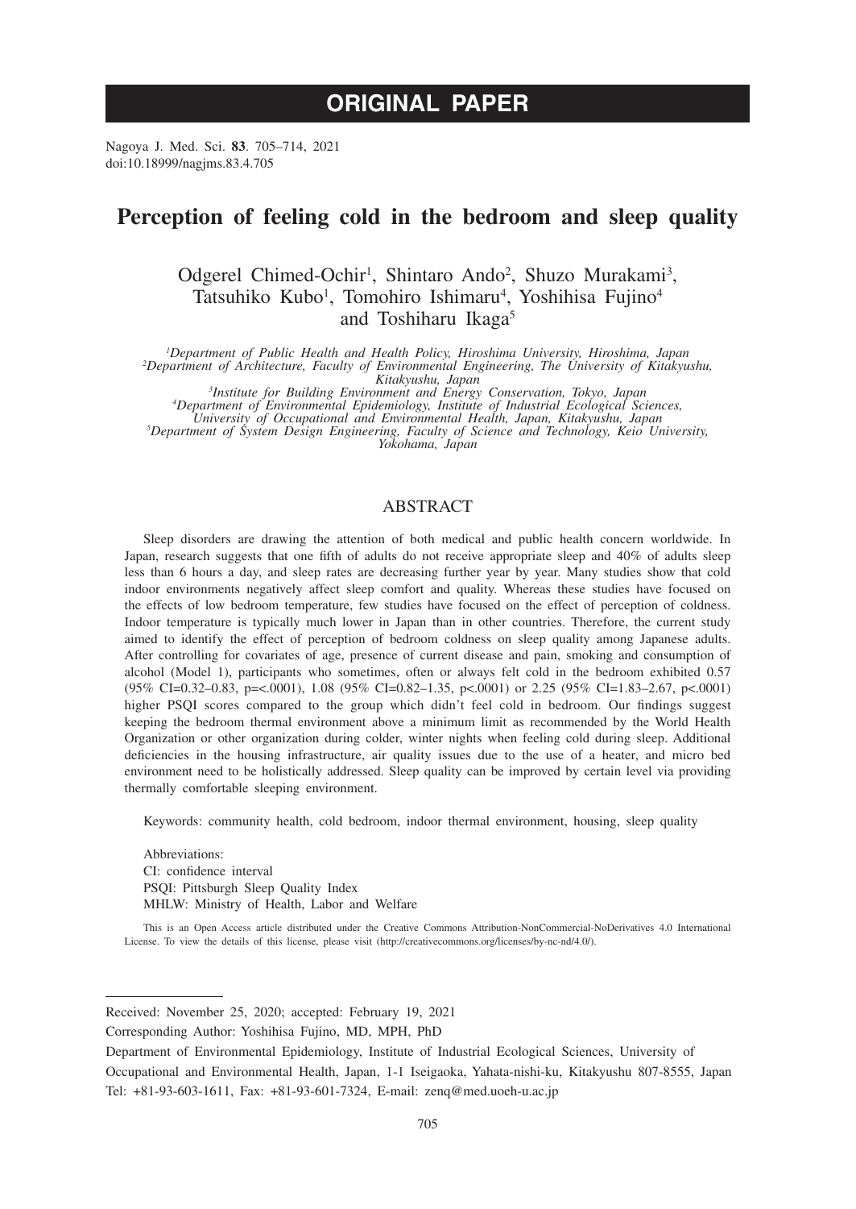ORIGINAL PAPER

# Perception of feeling cold in the bedroom and sleep quality

Odgerel Chimed-Ochir[1], Shintaro Ando[2], Shuzo Murakami[3], Tatsuhiko Kubo[1], Tomohiro Ishimaru[4], Yoshihisa Fujino[4] and Toshiharu Ikaga[5]

*[1]Department of Public Health and Health Policy, Hiroshima University, Hiroshima, Japan*
*[2]Department of Architecture, Faculty of Environmental Engineering, The University of Kitakyushu, Kitakyushu, Japan*
*[3]Institute for Building Environment and Energy Conservation, Tokyo, Japan*
*[4]Department of Environmental Epidemiology, Institute of Industrial Ecological Sciences, University of Occupational and Environmental Health, Japan, Kitakyushu, Japan*
*[5]Department of System Design Engineering, Faculty of Science and Technology, Keio University, Yokohama, Japan*

## ABSTRACT

Sleep disorders are drawing the attention of both medical and public health concern worldwide. In Japan, research suggests that one fifth of adults do not receive appropriate sleep and 40% of adults sleep less than 6 hours a day, and sleep rates are decreasing further year by year. Many studies show that cold indoor environments negatively affect sleep comfort and quality. Whereas these studies have focused on the effects of low bedroom temperature, few studies have focused on the effect of perception of coldness. Indoor temperature is typically much lower in Japan than in other countries. Therefore, the current study aimed to identify the effect of perception of bedroom coldness on sleep quality among Japanese adults. After controlling for covariates of age, presence of current disease and pain, smoking and consumption of alcohol (Model 1), participants who sometimes, often or always felt cold in the bedroom exhibited 0.57 (95% CI=0.32–0.83, p=<.0001), 1.08 (95% CI=0.82–1.35, p<.0001) or 2.25 (95% CI=1.83–2.67, p<.0001) higher PSQI scores compared to the group which didn't feel cold in bedroom. Our findings suggest keeping the bedroom thermal environment above a minimum limit as recommended by the World Health Organization or other organization during colder, winter nights when feeling cold during sleep. Additional deficiencies in the housing infrastructure, air quality issues due to the use of a heater, and micro bed environment need to be holistically addressed. Sleep quality can be improved by certain level via providing thermally comfortable sleeping environment.

Keywords: community health, cold bedroom, indoor thermal environment, housing, sleep quality

Abbreviations:
CI: confidence interval
PSQI: Pittsburgh Sleep Quality Index
MHLW: Ministry of Health, Labor and Welfare

This is an Open Access article distributed under the Creative Commons Attribution-NonCommercial-NoDerivatives 4.0 International License. To view the details of this license, please visit (http://creativecommons.org/licenses/by-nc-nd/4.0/).

---

Received: November 25, 2020; accepted: February 19, 2021

Corresponding Author: Yoshihisa Fujino, MD, MPH, PhD

Department of Environmental Epidemiology, Institute of Industrial Ecological Sciences, University of Occupational and Environmental Health, Japan, 1-1 Iseigaoka, Yahata-nishi-ku, Kitakyushu 807-8555, Japan
Tel: +81-93-603-1611, Fax: +81-93-601-7324, E-mail: zenq@med.uoeh-u.ac.jp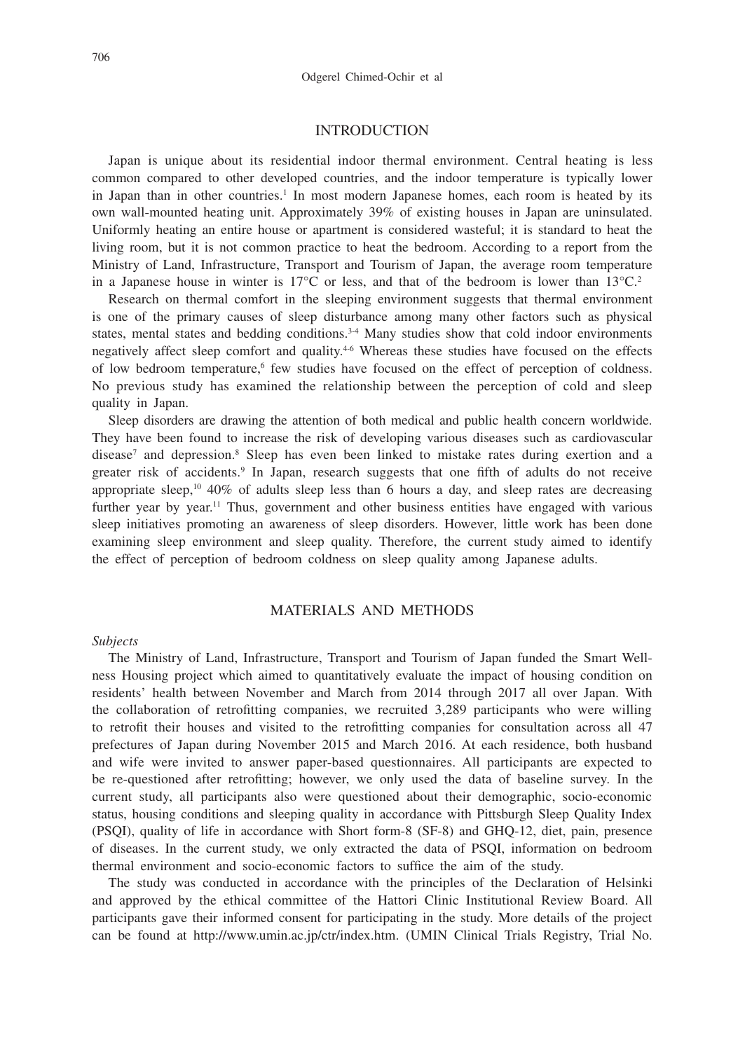## INTRODUCTION

Japan is unique about its residential indoor thermal environment. Central heating is less common compared to other developed countries, and the indoor temperature is typically lower in Japan than in other countries.[1] In most modern Japanese homes, each room is heated by its own wall-mounted heating unit. Approximately 39% of existing houses in Japan are uninsulated. Uniformly heating an entire house or apartment is considered wasteful; it is standard to heat the living room, but it is not common practice to heat the bedroom. According to a report from the Ministry of Land, Infrastructure, Transport and Tourism of Japan, the average room temperature in a Japanese house in winter is 17°C or less, and that of the bedroom is lower than 13°C.[2]

Research on thermal comfort in the sleeping environment suggests that thermal environment is one of the primary causes of sleep disturbance among many other factors such as physical states, mental states and bedding conditions.[3-4] Many studies show that cold indoor environments negatively affect sleep comfort and quality.[4-6] Whereas these studies have focused on the effects of low bedroom temperature,[6] few studies have focused on the effect of perception of coldness. No previous study has examined the relationship between the perception of cold and sleep quality in Japan.

Sleep disorders are drawing the attention of both medical and public health concern worldwide. They have been found to increase the risk of developing various diseases such as cardiovascular disease[7] and depression.[8] Sleep has even been linked to mistake rates during exertion and a greater risk of accidents.[9] In Japan, research suggests that one fifth of adults do not receive appropriate sleep,[10] 40% of adults sleep less than 6 hours a day, and sleep rates are decreasing further year by year.[11] Thus, government and other business entities have engaged with various sleep initiatives promoting an awareness of sleep disorders. However, little work has been done examining sleep environment and sleep quality. Therefore, the current study aimed to identify the effect of perception of bedroom coldness on sleep quality among Japanese adults.

## MATERIALS AND METHODS

*Subjects*

The Ministry of Land, Infrastructure, Transport and Tourism of Japan funded the Smart Wellness Housing project which aimed to quantitatively evaluate the impact of housing condition on residents' health between November and March from 2014 through 2017 all over Japan. With the collaboration of retrofitting companies, we recruited 3,289 participants who were willing to retrofit their houses and visited to the retrofitting companies for consultation across all 47 prefectures of Japan during November 2015 and March 2016. At each residence, both husband and wife were invited to answer paper-based questionnaires. All participants are expected to be re-questioned after retrofitting; however, we only used the data of baseline survey. In the current study, all participants also were questioned about their demographic, socio-economic status, housing conditions and sleeping quality in accordance with Pittsburgh Sleep Quality Index (PSQI), quality of life in accordance with Short form-8 (SF-8) and GHQ-12, diet, pain, presence of diseases. In the current study, we only extracted the data of PSQI, information on bedroom thermal environment and socio-economic factors to suffice the aim of the study.

The study was conducted in accordance with the principles of the Declaration of Helsinki and approved by the ethical committee of the Hattori Clinic Institutional Review Board. All participants gave their informed consent for participating in the study. More details of the project can be found at http://www.umin.ac.jp/ctr/index.htm. (UMIN Clinical Trials Registry, Trial No.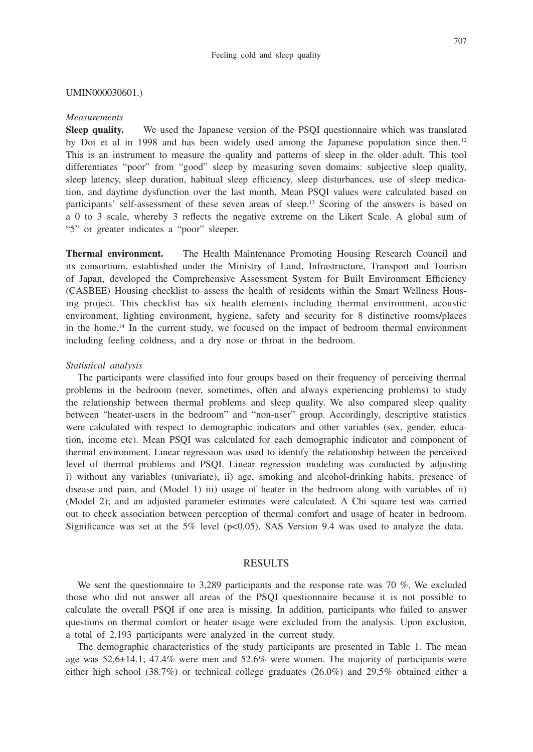UMIN000030601.)

*Measurements*

**Sleep quality.** We used the Japanese version of the PSQI questionnaire which was translated by Doi et al in 1998 and has been widely used among the Japanese population since then.[12] This is an instrument to measure the quality and patterns of sleep in the older adult. This tool differentiates "poor" from "good" sleep by measuring seven domains: subjective sleep quality, sleep latency, sleep duration, habitual sleep efficiency, sleep disturbances, use of sleep medication, and daytime dysfunction over the last month. Mean PSQI values were calculated based on participants' self-assessment of these seven areas of sleep.[13] Scoring of the answers is based on a 0 to 3 scale, whereby 3 reflects the negative extreme on the Likert Scale. A global sum of "5" or greater indicates a "poor" sleeper.

**Thermal environment.** The Health Maintenance Promoting Housing Research Council and its consortium, established under the Ministry of Land, Infrastructure, Transport and Tourism of Japan, developed the Comprehensive Assessment System for Built Environment Efficiency (CASBEE) Housing checklist to assess the health of residents within the Smart Wellness Housing project. This checklist has six health elements including thermal environment, acoustic environment, lighting environment, hygiene, safety and security for 8 distinctive rooms/places in the home.[14] In the current study, we focused on the impact of bedroom thermal environment including feeling coldness, and a dry nose or throat in the bedroom.

*Statistical analysis*

The participants were classified into four groups based on their frequency of perceiving thermal problems in the bedroom (never, sometimes, often and always experiencing problems) to study the relationship between thermal problems and sleep quality. We also compared sleep quality between "heater-users in the bedroom" and "non-user" group. Accordingly, descriptive statistics were calculated with respect to demographic indicators and other variables (sex, gender, education, income etc). Mean PSQI was calculated for each demographic indicator and component of thermal environment. Linear regression was used to identify the relationship between the perceived level of thermal problems and PSQI. Linear regression modeling was conducted by adjusting i) without any variables (univariate), ii) age, smoking and alcohol-drinking habits, presence of disease and pain, and (Model 1) iii) usage of heater in the bedroom along with variables of ii) (Model 2); and an adjusted parameter estimates were calculated. A Chi square test was carried out to check association between perception of thermal comfort and usage of heater in bedroom. Significance was set at the 5% level ($p<0.05$). SAS Version 9.4 was used to analyze the data.

## RESULTS

We sent the questionnaire to 3,289 participants and the response rate was 70 %. We excluded those who did not answer all areas of the PSQI questionnaire because it is not possible to calculate the overall PSQI if one area is missing. In addition, participants who failed to answer questions on thermal comfort or heater usage were excluded from the analysis. Upon exclusion, a total of 2,193 participants were analyzed in the current study.

The demographic characteristics of the study participants are presented in Table 1. The mean age was 52.6±14.1; 47.4% were men and 52.6% were women. The majority of participants were either high school (38.7%) or technical college graduates (26.0%) and 29.5% obtained either a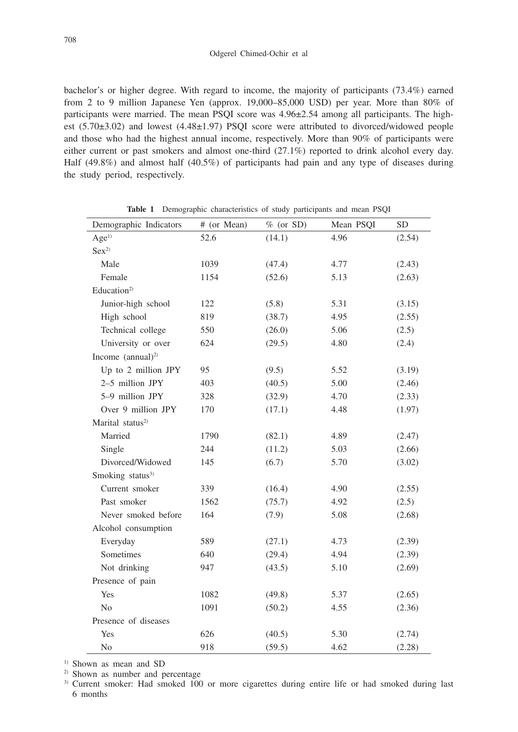bachelor's or higher degree. With regard to income, the majority of participants (73.4%) earned from 2 to 9 million Japanese Yen (approx. 19,000–85,000 USD) per year. More than 80% of participants were married. The mean PSQI score was 4.96±2.54 among all participants. The highest (5.70±3.02) and lowest (4.48±1.97) PSQI score were attributed to divorced/widowed people and those who had the highest annual income, respectively. More than 90% of participants were either current or past smokers and almost one-third (27.1%) reported to drink alcohol every day. Half (49.8%) and almost half (40.5%) of participants had pain and any type of diseases during the study period, respectively.

**Table 1** Demographic characteristics of study participants and mean PSQI

| Demographic Indicators | # (or Mean) | % (or SD) | Mean PSQI | SD |
|---|---|---|---|---|
| Age[1] | 52.6 | (14.1) | 4.96 | (2.54) |
| Sex[2] | | | | |
| Male | 1039 | (47.4) | 4.77 | (2.43) |
| Female | 1154 | (52.6) | 5.13 | (2.63) |
| Education[2] | | | | |
| Junior-high school | 122 | (5.8) | 5.31 | (3.15) |
| High school | 819 | (38.7) | 4.95 | (2.55) |
| Technical college | 550 | (26.0) | 5.06 | (2.5) |
| University or over | 624 | (29.5) | 4.80 | (2.4) |
| Income (annual)[2] | | | | |
| Up to 2 million JPY | 95 | (9.5) | 5.52 | (3.19) |
| 2–5 million JPY | 403 | (40.5) | 5.00 | (2.46) |
| 5–9 million JPY | 328 | (32.9) | 4.70 | (2.33) |
| Over 9 million JPY | 170 | (17.1) | 4.48 | (1.97) |
| Marital status[2] | | | | |
| Married | 1790 | (82.1) | 4.89 | (2.47) |
| Single | 244 | (11.2) | 5.03 | (2.66) |
| Divorced/Widowed | 145 | (6.7) | 5.70 | (3.02) |
| Smoking status[3] | | | | |
| Current smoker | 339 | (16.4) | 4.90 | (2.55) |
| Past smoker | 1562 | (75.7) | 4.92 | (2.5) |
| Never smoked before | 164 | (7.9) | 5.08 | (2.68) |
| Alcohol consumption | | | | |
| Everyday | 589 | (27.1) | 4.73 | (2.39) |
| Sometimes | 640 | (29.4) | 4.94 | (2.39) |
| Not drinking | 947 | (43.5) | 5.10 | (2.69) |
| Presence of pain | | | | |
| Yes | 1082 | (49.8) | 5.37 | (2.65) |
| No | 1091 | (50.2) | 4.55 | (2.36) |
| Presence of diseases | | | | |
| Yes | 626 | (40.5) | 5.30 | (2.74) |
| No | 918 | (59.5) | 4.62 | (2.28) |

[1] Shown as mean and SD

[2] Shown as number and percentage

[3] Current smoker: Had smoked 100 or more cigarettes during entire life or had smoked during last 6 months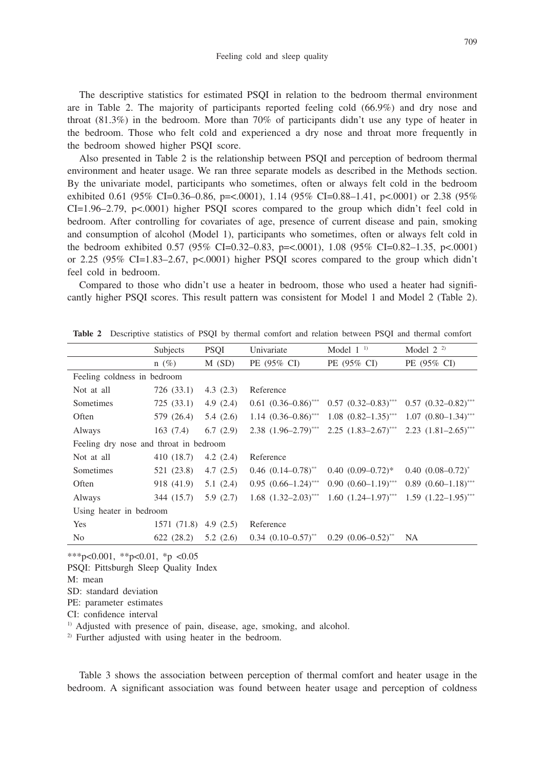The descriptive statistics for estimated PSQI in relation to the bedroom thermal environment are in Table 2. The majority of participants reported feeling cold (66.9%) and dry nose and throat (81.3%) in the bedroom. More than 70% of participants didn't use any type of heater in the bedroom. Those who felt cold and experienced a dry nose and throat more frequently in the bedroom showed higher PSQI score.

Also presented in Table 2 is the relationship between PSQI and perception of bedroom thermal environment and heater usage. We ran three separate models as described in the Methods section. By the univariate model, participants who sometimes, often or always felt cold in the bedroom exhibited 0.61 (95% CI=0.36–0.86, p=<.0001), 1.14 (95% CI=0.88–1.41, p<.0001) or 2.38 (95% CI=1.96–2.79, p<.0001) higher PSQI scores compared to the group which didn't feel cold in bedroom. After controlling for covariates of age, presence of current disease and pain, smoking and consumption of alcohol (Model 1), participants who sometimes, often or always felt cold in the bedroom exhibited 0.57 (95% CI=0.32–0.83, p=<.0001), 1.08 (95% CI=0.82–1.35, p<.0001) or 2.25 (95% CI=1.83–2.67, p<.0001) higher PSQI scores compared to the group which didn't feel cold in bedroom.

Compared to those who didn't use a heater in bedroom, those who used a heater had significantly higher PSQI scores. This result pattern was consistent for Model 1 and Model 2 (Table 2).

**Table 2** Descriptive statistics of PSQI by thermal comfort and relation between PSQI and thermal comfort

| | Subjects | PSQI | Univariate | Model 1 [1)] | Model 2 [2)] |
|---|---|---|---|---|---|
| | n (%) | M (SD) | PE (95% CI) | PE (95% CI) | PE (95% CI) |
| Feeling coldness in bedroom | | | | | |
| Not at all | 726 (33.1) | 4.3 (2.3) | Reference | | |
| Sometimes | 725 (33.1) | 4.9 (2.4) | 0.61 (0.36–0.86)*** | 0.57 (0.32–0.83)*** | 0.57 (0.32–0.82)*** |
| Often | 579 (26.4) | 5.4 (2.6) | 1.14 (0.36–0.86)*** | 1.08 (0.82–1.35)*** | 1.07 (0.80–1.34)*** |
| Always | 163 (7.4) | 6.7 (2.9) | 2.38 (1.96–2.79)*** | 2.25 (1.83–2.67)*** | 2.23 (1.81–2.65)*** |
| Feeling dry nose and throat in bedroom | | | | | |
| Not at all | 410 (18.7) | 4.2 (2.4) | Reference | | |
| Sometimes | 521 (23.8) | 4.7 (2.5) | 0.46 (0.14–0.78)** | 0.40 (0.09–0.72)* | 0.40 (0.08–0.72)* |
| Often | 918 (41.9) | 5.1 (2.4) | 0.95 (0.66–1.24)*** | 0.90 (0.60–1.19)*** | 0.89 (0.60–1.18)*** |
| Always | 344 (15.7) | 5.9 (2.7) | 1.68 (1.32–2.03)*** | 1.60 (1.24–1.97)*** | 1.59 (1.22–1.95)*** |
| Using heater in bedroom | | | | | |
| Yes | 1571 (71.8) | 4.9 (2.5) | Reference | | |
| No | 622 (28.2) | 5.2 (2.6) | 0.34 (0.10–0.57)** | 0.29 (0.06–0.52)** | NA |

***p<0.001, **p<0.01, *p <0.05

PSQI: Pittsburgh Sleep Quality Index

M: mean

SD: standard deviation

PE: parameter estimates

CI: confidence interval

1) Adjusted with presence of pain, disease, age, smoking, and alcohol.

2) Further adjusted with using heater in the bedroom.

Table 3 shows the association between perception of thermal comfort and heater usage in the bedroom. A significant association was found between heater usage and perception of coldness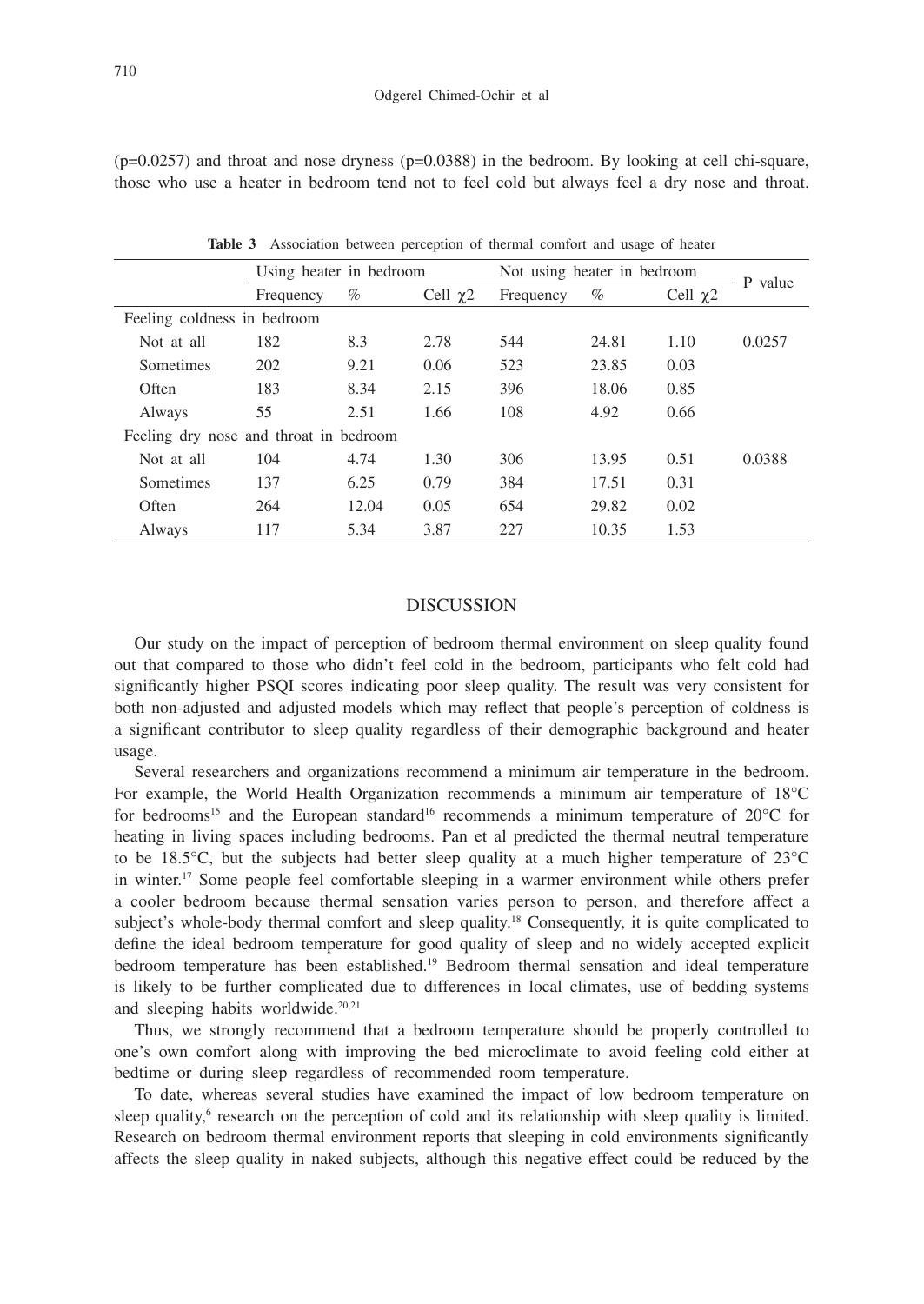(p=0.0257) and throat and nose dryness (p=0.0388) in the bedroom. By looking at cell chi-square, those who use a heater in bedroom tend not to feel cold but always feel a dry nose and throat.

**Table 3** Association between perception of thermal comfort and usage of heater

| | Using heater in bedroom | | | Not using heater in bedroom | | | P value |
|---|---|---|---|---|---|---|---|
| | Frequency | % | Cell $\chi 2$ | Frequency | % | Cell $\chi 2$ | |
| Feeling coldness in bedroom | | | | | | | |
| Not at all | 182 | 8.3 | 2.78 | 544 | 24.81 | 1.10 | 0.0257 |
| Sometimes | 202 | 9.21 | 0.06 | 523 | 23.85 | 0.03 | |
| Often | 183 | 8.34 | 2.15 | 396 | 18.06 | 0.85 | |
| Always | 55 | 2.51 | 1.66 | 108 | 4.92 | 0.66 | |
| Feeling dry nose and throat in bedroom | | | | | | | |
| Not at all | 104 | 4.74 | 1.30 | 306 | 13.95 | 0.51 | 0.0388 |
| Sometimes | 137 | 6.25 | 0.79 | 384 | 17.51 | 0.31 | |
| Often | 264 | 12.04 | 0.05 | 654 | 29.82 | 0.02 | |
| Always | 117 | 5.34 | 3.87 | 227 | 10.35 | 1.53 | |

## DISCUSSION

Our study on the impact of perception of bedroom thermal environment on sleep quality found out that compared to those who didn't feel cold in the bedroom, participants who felt cold had significantly higher PSQI scores indicating poor sleep quality. The result was very consistent for both non-adjusted and adjusted models which may reflect that people's perception of coldness is a significant contributor to sleep quality regardless of their demographic background and heater usage.

Several researchers and organizations recommend a minimum air temperature in the bedroom. For example, the World Health Organization recommends a minimum air temperature of 18°C for bedrooms[15] and the European standard[16] recommends a minimum temperature of 20°C for heating in living spaces including bedrooms. Pan et al predicted the thermal neutral temperature to be 18.5°C, but the subjects had better sleep quality at a much higher temperature of 23°C in winter.[17] Some people feel comfortable sleeping in a warmer environment while others prefer a cooler bedroom because thermal sensation varies person to person, and therefore affect a subject's whole-body thermal comfort and sleep quality.[18] Consequently, it is quite complicated to define the ideal bedroom temperature for good quality of sleep and no widely accepted explicit bedroom temperature has been established.[19] Bedroom thermal sensation and ideal temperature is likely to be further complicated due to differences in local climates, use of bedding systems and sleeping habits worldwide.[20,21]

Thus, we strongly recommend that a bedroom temperature should be properly controlled to one's own comfort along with improving the bed microclimate to avoid feeling cold either at bedtime or during sleep regardless of recommended room temperature.

To date, whereas several studies have examined the impact of low bedroom temperature on sleep quality,[6] research on the perception of cold and its relationship with sleep quality is limited. Research on bedroom thermal environment reports that sleeping in cold environments significantly affects the sleep quality in naked subjects, although this negative effect could be reduced by the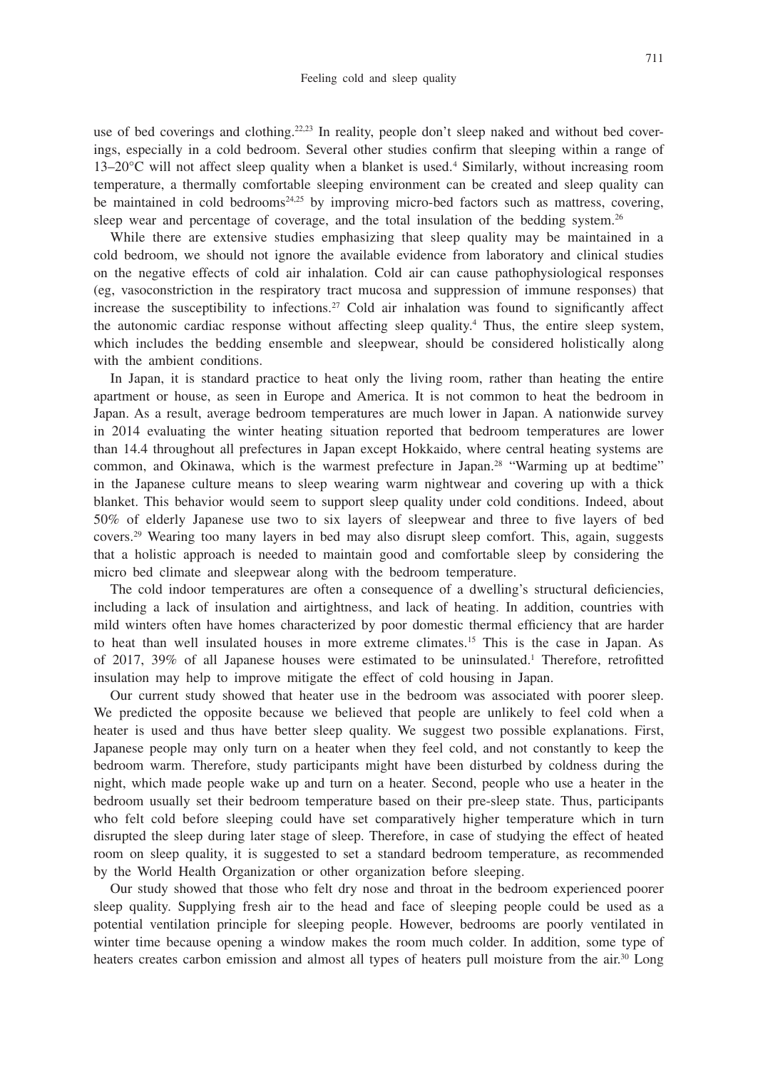use of bed coverings and clothing.[22,23] In reality, people don't sleep naked and without bed coverings, especially in a cold bedroom. Several other studies confirm that sleeping within a range of 13–20°C will not affect sleep quality when a blanket is used.[4] Similarly, without increasing room temperature, a thermally comfortable sleeping environment can be created and sleep quality can be maintained in cold bedrooms[24,25] by improving micro-bed factors such as mattress, covering, sleep wear and percentage of coverage, and the total insulation of the bedding system.[26]

While there are extensive studies emphasizing that sleep quality may be maintained in a cold bedroom, we should not ignore the available evidence from laboratory and clinical studies on the negative effects of cold air inhalation. Cold air can cause pathophysiological responses (eg, vasoconstriction in the respiratory tract mucosa and suppression of immune responses) that increase the susceptibility to infections.[27] Cold air inhalation was found to significantly affect the autonomic cardiac response without affecting sleep quality.[4] Thus, the entire sleep system, which includes the bedding ensemble and sleepwear, should be considered holistically along with the ambient conditions.

In Japan, it is standard practice to heat only the living room, rather than heating the entire apartment or house, as seen in Europe and America. It is not common to heat the bedroom in Japan. As a result, average bedroom temperatures are much lower in Japan. A nationwide survey in 2014 evaluating the winter heating situation reported that bedroom temperatures are lower than 14.4 throughout all prefectures in Japan except Hokkaido, where central heating systems are common, and Okinawa, which is the warmest prefecture in Japan.[28] "Warming up at bedtime" in the Japanese culture means to sleep wearing warm nightwear and covering up with a thick blanket. This behavior would seem to support sleep quality under cold conditions. Indeed, about 50% of elderly Japanese use two to six layers of sleepwear and three to five layers of bed covers.[29] Wearing too many layers in bed may also disrupt sleep comfort. This, again, suggests that a holistic approach is needed to maintain good and comfortable sleep by considering the micro bed climate and sleepwear along with the bedroom temperature.

The cold indoor temperatures are often a consequence of a dwelling's structural deficiencies, including a lack of insulation and airtightness, and lack of heating. In addition, countries with mild winters often have homes characterized by poor domestic thermal efficiency that are harder to heat than well insulated houses in more extreme climates.[15] This is the case in Japan. As of 2017, 39% of all Japanese houses were estimated to be uninsulated.[1] Therefore, retrofitted insulation may help to improve mitigate the effect of cold housing in Japan.

Our current study showed that heater use in the bedroom was associated with poorer sleep. We predicted the opposite because we believed that people are unlikely to feel cold when a heater is used and thus have better sleep quality. We suggest two possible explanations. First, Japanese people may only turn on a heater when they feel cold, and not constantly to keep the bedroom warm. Therefore, study participants might have been disturbed by coldness during the night, which made people wake up and turn on a heater. Second, people who use a heater in the bedroom usually set their bedroom temperature based on their pre-sleep state. Thus, participants who felt cold before sleeping could have set comparatively higher temperature which in turn disrupted the sleep during later stage of sleep. Therefore, in case of studying the effect of heated room on sleep quality, it is suggested to set a standard bedroom temperature, as recommended by the World Health Organization or other organization before sleeping.

Our study showed that those who felt dry nose and throat in the bedroom experienced poorer sleep quality. Supplying fresh air to the head and face of sleeping people could be used as a potential ventilation principle for sleeping people. However, bedrooms are poorly ventilated in winter time because opening a window makes the room much colder. In addition, some type of heaters creates carbon emission and almost all types of heaters pull moisture from the air.[30] Long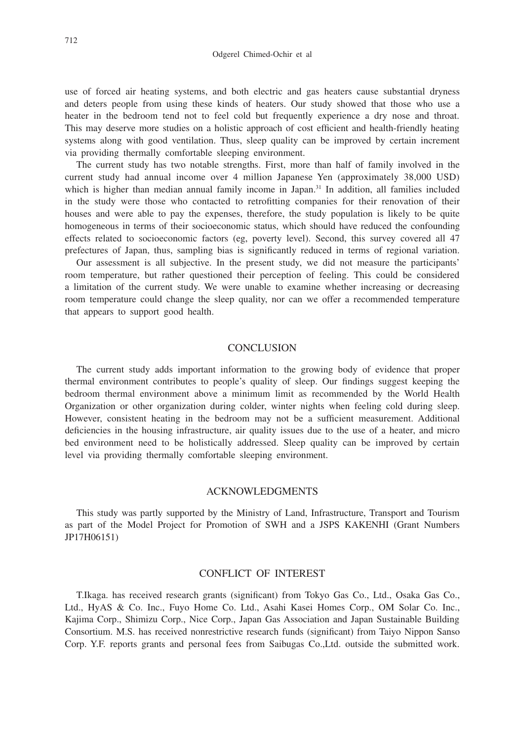use of forced air heating systems, and both electric and gas heaters cause substantial dryness and deters people from using these kinds of heaters. Our study showed that those who use a heater in the bedroom tend not to feel cold but frequently experience a dry nose and throat. This may deserve more studies on a holistic approach of cost efficient and health-friendly heating systems along with good ventilation. Thus, sleep quality can be improved by certain increment via providing thermally comfortable sleeping environment.

The current study has two notable strengths. First, more than half of family involved in the current study had annual income over 4 million Japanese Yen (approximately 38,000 USD) which is higher than median annual family income in Japan.[31] In addition, all families included in the study were those who contacted to retrofitting companies for their renovation of their houses and were able to pay the expenses, therefore, the study population is likely to be quite homogeneous in terms of their socioeconomic status, which should have reduced the confounding effects related to socioeconomic factors (eg, poverty level). Second, this survey covered all 47 prefectures of Japan, thus, sampling bias is significantly reduced in terms of regional variation.

Our assessment is all subjective. In the present study, we did not measure the participants' room temperature, but rather questioned their perception of feeling. This could be considered a limitation of the current study. We were unable to examine whether increasing or decreasing room temperature could change the sleep quality, nor can we offer a recommended temperature that appears to support good health.

## CONCLUSION

The current study adds important information to the growing body of evidence that proper thermal environment contributes to people's quality of sleep. Our findings suggest keeping the bedroom thermal environment above a minimum limit as recommended by the World Health Organization or other organization during colder, winter nights when feeling cold during sleep. However, consistent heating in the bedroom may not be a sufficient measurement. Additional deficiencies in the housing infrastructure, air quality issues due to the use of a heater, and micro bed environment need to be holistically addressed. Sleep quality can be improved by certain level via providing thermally comfortable sleeping environment.

## ACKNOWLEDGMENTS

This study was partly supported by the Ministry of Land, Infrastructure, Transport and Tourism as part of the Model Project for Promotion of SWH and a JSPS KAKENHI (Grant Numbers JP17H06151)

## CONFLICT OF INTEREST

T.Ikaga. has received research grants (significant) from Tokyo Gas Co., Ltd., Osaka Gas Co., Ltd., HyAS & Co. Inc., Fuyo Home Co. Ltd., Asahi Kasei Homes Corp., OM Solar Co. Inc., Kajima Corp., Shimizu Corp., Nice Corp., Japan Gas Association and Japan Sustainable Building Consortium. M.S. has received nonrestrictive research funds (significant) from Taiyo Nippon Sanso Corp. Y.F. reports grants and personal fees from Saibugas Co.,Ltd. outside the submitted work.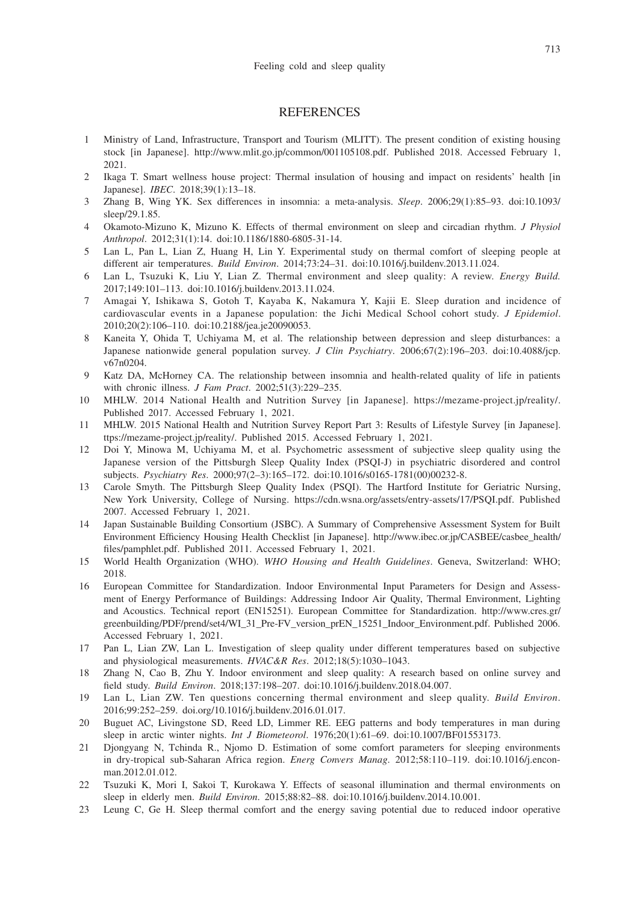## REFERENCES

1. Ministry of Land, Infrastructure, Transport and Tourism (MLITT). The present condition of existing housing stock [in Japanese]. http://www.mlit.go.jp/common/001105108.pdf. Published 2018. Accessed February 1, 2021.
2. Ikaga T. Smart wellness house project: Thermal insulation of housing and impact on residents' health [in Japanese]. *IBEC*. 2018;39(1):13–18.
3. Zhang B, Wing YK. Sex differences in insomnia: a meta-analysis. *Sleep*. 2006;29(1):85–93. doi:10.1093/sleep/29.1.85.
4. Okamoto-Mizuno K, Mizuno K. Effects of thermal environment on sleep and circadian rhythm. *J Physiol Anthropol*. 2012;31(1):14. doi:10.1186/1880-6805-31-14.
5. Lan L, Pan L, Lian Z, Huang H, Lin Y. Experimental study on thermal comfort of sleeping people at different air temperatures. *Build Environ*. 2014;73:24–31. doi:10.1016/j.buildenv.2013.11.024.
6. Lan L, Tsuzuki K, Liu Y, Lian Z. Thermal environment and sleep quality: A review. *Energy Build.* 2017;149:101–113. doi:10.1016/j.buildenv.2013.11.024.
7. Amagai Y, Ishikawa S, Gotoh T, Kayaba K, Nakamura Y, Kajii E. Sleep duration and incidence of cardiovascular events in a Japanese population: the Jichi Medical School cohort study. *J Epidemiol*. 2010;20(2):106–110. doi:10.2188/jea.je20090053.
8. Kaneita Y, Ohida T, Uchiyama M, et al. The relationship between depression and sleep disturbances: a Japanese nationwide general population survey. *J Clin Psychiatry*. 2006;67(2):196–203. doi:10.4088/jcp.v67n0204.
9. Katz DA, McHorney CA. The relationship between insomnia and health-related quality of life in patients with chronic illness. *J Fam Pract*. 2002;51(3):229–235.
10. MHLW. 2014 National Health and Nutrition Survey [in Japanese]. https://mezame-project.jp/reality/. Published 2017. Accessed February 1, 2021.
11. MHLW. 2015 National Health and Nutrition Survey Report Part 3: Results of Lifestyle Survey [in Japanese]. ttps://mezame-project.jp/reality/. Published 2015. Accessed February 1, 2021.
12. Doi Y, Minowa M, Uchiyama M, et al. Psychometric assessment of subjective sleep quality using the Japanese version of the Pittsburgh Sleep Quality Index (PSQI-J) in psychiatric disordered and control subjects. *Psychiatry Res*. 2000;97(2–3):165–172. doi:10.1016/s0165-1781(00)00232-8.
13. Carole Smyth. The Pittsburgh Sleep Quality Index (PSQI). The Hartford Institute for Geriatric Nursing, New York University, College of Nursing. https://cdn.wsna.org/assets/entry-assets/17/PSQI.pdf. Published 2007. Accessed February 1, 2021.
14. Japan Sustainable Building Consortium (JSBC). A Summary of Comprehensive Assessment System for Built Environment Efficiency Housing Health Checklist [in Japanese]. http://www.ibec.or.jp/CASBEE/casbee_health/files/pamphlet.pdf. Published 2011. Accessed February 1, 2021.
15. World Health Organization (WHO). *WHO Housing and Health Guidelines*. Geneva, Switzerland: WHO; 2018.
16. European Committee for Standardization. Indoor Environmental Input Parameters for Design and Assessment of Energy Performance of Buildings: Addressing Indoor Air Quality, Thermal Environment, Lighting and Acoustics. Technical report (EN15251). European Committee for Standardization. http://www.cres.gr/greenbuilding/PDF/prend/set4/WI_31_Pre-FV_version_prEN_15251_Indoor_Environment.pdf. Published 2006. Accessed February 1, 2021.
17. Pan L, Lian ZW, Lan L. Investigation of sleep quality under different temperatures based on subjective and physiological measurements. *HVAC&R Res*. 2012;18(5):1030–1043.
18. Zhang N, Cao B, Zhu Y. Indoor environment and sleep quality: A research based on online survey and field study. *Build Environ*. 2018;137:198–207. doi:10.1016/j.buildenv.2018.04.007.
19. Lan L, Lian ZW. Ten questions concerning thermal environment and sleep quality. *Build Environ*. 2016;99:252–259. doi.org/10.1016/j.buildenv.2016.01.017.
20. Buguet AC, Livingstone SD, Reed LD, Limmer RE. EEG patterns and body temperatures in man during sleep in arctic winter nights. *Int J Biometeorol*. 1976;20(1):61–69. doi:10.1007/BF01553173.
21. Djongyang N, Tchinda R., Njomo D. Estimation of some comfort parameters for sleeping environments in dry-tropical sub-Saharan Africa region. *Energ Convers Manag*. 2012;58:110–119. doi:10.1016/j.enconman.2012.01.012.
22. Tsuzuki K, Mori I, Sakoi T, Kurokawa Y. Effects of seasonal illumination and thermal environments on sleep in elderly men. *Build Environ*. 2015;88:82–88. doi:10.1016/j.buildenv.2014.10.001.
23. Leung C, Ge H. Sleep thermal comfort and the energy saving potential due to reduced indoor operative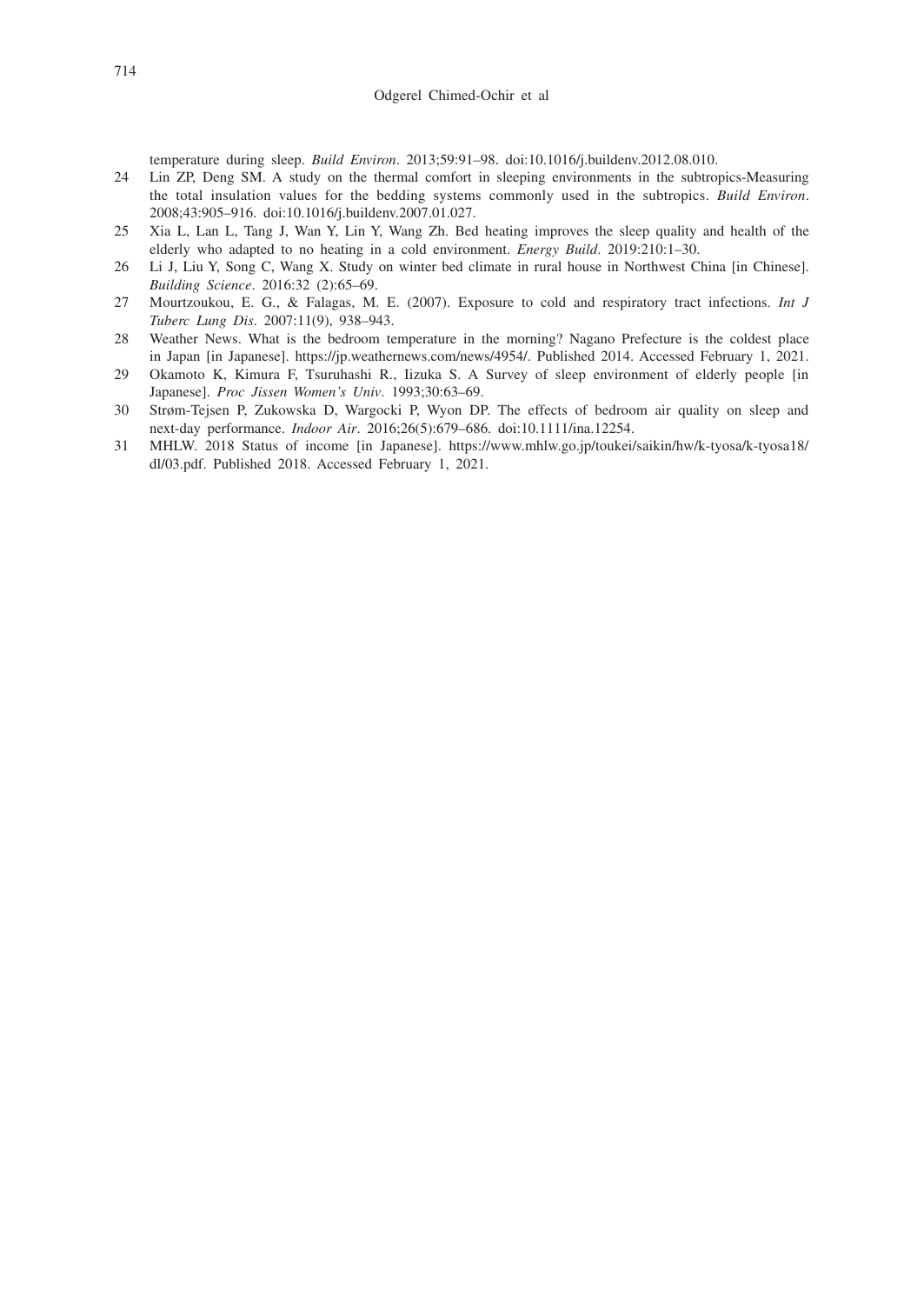temperature during sleep. *Build Environ*. 2013;59:91–98. doi:10.1016/j.buildenv.2012.08.010.

24 Lin ZP, Deng SM. A study on the thermal comfort in sleeping environments in the subtropics-Measuring the total insulation values for the bedding systems commonly used in the subtropics. *Build Environ*. 2008;43:905–916. doi:10.1016/j.buildenv.2007.01.027.

25 Xia L, Lan L, Tang J, Wan Y, Lin Y, Wang Zh. Bed heating improves the sleep quality and health of the elderly who adapted to no heating in a cold environment. *Energy Build*. 2019:210:1–30.

26 Li J, Liu Y, Song C, Wang X. Study on winter bed climate in rural house in Northwest China [in Chinese]. *Building Science*. 2016:32 (2):65–69.

27 Mourtzoukou, E. G., & Falagas, M. E. (2007). Exposure to cold and respiratory tract infections. *Int J Tuberc Lung Dis*. 2007:11(9), 938–943.

28 Weather News. What is the bedroom temperature in the morning? Nagano Prefecture is the coldest place in Japan [in Japanese]. https://jp.weathernews.com/news/4954/. Published 2014. Accessed February 1, 2021.

29 Okamoto K, Kimura F, Tsuruhashi R., Iizuka S. A Survey of sleep environment of elderly people [in Japanese]. *Proc Jissen Women's Univ*. 1993;30:63–69.

30 Strøm-Tejsen P, Zukowska D, Wargocki P, Wyon DP. The effects of bedroom air quality on sleep and next-day performance. *Indoor Air*. 2016;26(5):679–686. doi:10.1111/ina.12254.

31 MHLW. 2018 Status of income [in Japanese]. https://www.mhlw.go.jp/toukei/saikin/hw/k-tyosa/k-tyosa18/dl/03.pdf. Published 2018. Accessed February 1, 2021.